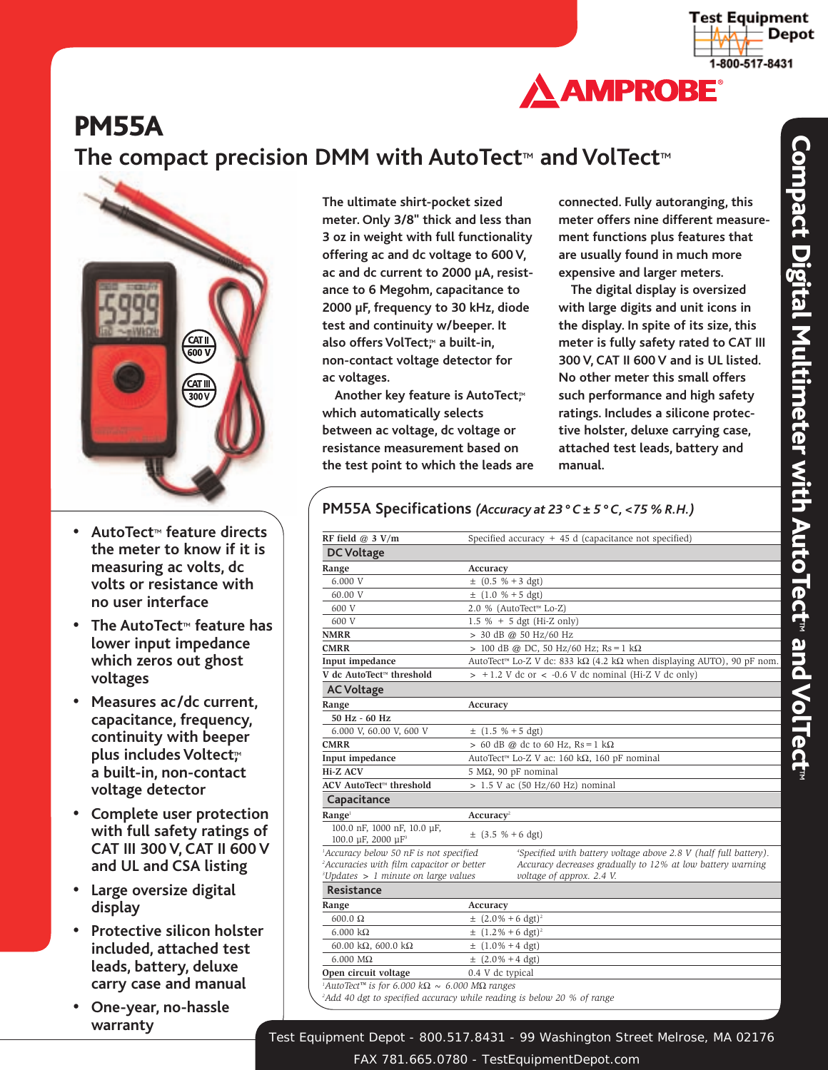# PM55A

## The compact precision DMM with AutoTect™ and VolTect™

The ultimate shirt-pocket sized meter. Only 3/8" thick and less than 3 oz in weight with full functionality offering ac and dc voltage to 600 V, ac and dc current to 2000 µA, resistance to 6 Megohm, capacitance to 2000 µF, frequency to 30 kHz, diode test and continuity w/beeper. It also offers VolTect™ a built-in, non-contact voltage detector for ac voltages.

Another key feature is AutoTect™ which automatically selects between ac voltage, dc voltage or resistance measurement based on the test point to which the leads are connected. Fully autoranging, this meter offers nine different measurement functions plus features that are usually found in much more expensive and larger meters.

The digital display is oversized with large digits and unit icons in the display. In spite of its size, this meter is fully safety rated to CAT III 300 V, CAT II 600 V and is UL listed. No other meter this small offers such performance and high safety ratings. Includes a silicone protective holster, deluxe carrying case, attached test leads, battery and manual.

- AutoTect™ feature directs the meter to know if it is measuring ac volts, dc volts or resistance with no user interface
- The AutoTect™ feature has lower input impedance which zeros out ghost voltages
- Measures ac/dc current, capacitance, frequency, continuity with beeper plus includes Voltect™ a built-in, non-contact voltage detector
- Complete user protection with full safety ratings of CAT III 300 V, CAT II 600 V and UL and CSA listing
- Large oversize digital display
- Protective silicon holster included, attached test leads, battery, deluxe carry case and manual
- One-year, no-hassle warranty

## Compact Digital Multimeter with AutoTect™ and VolTect™

### PM55A Specifications *(Accuracy at 23 °C ± 5 °C, <75 % R.H.)*

| **RF field @ 3 V/m** | Specified accuracy + 45 d (capacitance not specified) |
|---|---|
| **DC Voltage** | |
| **Range** | **Accuracy** |
| 6.000 V | ± (0.5 % + 3 dgt) |
| 60.00 V | ± (1.0 % + 5 dgt) |
| 600 V | 2.0 % (AutoTect™ Lo-Z) |
| 600 V | 1.5 % + 5 dgt (Hi-Z only) |
| **NMRR** | > 30 dB @ 50 Hz/60 Hz |
| **CMRR** | > 100 dB @ DC, 50 Hz/60 Hz; Rs = 1 kΩ |
| **Input impedance** | AutoTect™ Lo-Z V dc: 833 kΩ (4.2 kΩ when displaying AUTO), 90 pF nom. |
| **V dc AutoTect™ threshold** | > +1.2 V dc or < -0.6 V dc nominal (Hi-Z V dc only) |
| **AC Voltage** | |
| **Range** | **Accuracy** |
| **50 Hz - 60 Hz** | |
| 6.000 V, 60.00 V, 600 V | ± (1.5 % + 5 dgt) |
| **CMRR** | > 60 dB @ dc to 60 Hz, Rs = 1 kΩ |
| **Input impedance** | AutoTect™ Lo-Z V ac: 160 kΩ, 160 pF nominal |
| **Hi-Z ACV** | 5 MΩ, 90 pF nominal |
| **ACV AutoTect™ threshold** | > 1.5 V ac (50 Hz/60 Hz) nominal |
| **Capacitance** | |
| **Range**[1] | **Accuracy**[2] |
| 100.0 nF, 1000 nF, 10.0 µF, 100.0 µF, 2000 µF[3] | ± (3.5 % + 6 dgt) |

[1]Accuracy below 50 nF is not specified
[2]Accuracies with film capacitor or better
[3]Updates > 1 minute on large values
[4]Specified with battery voltage above 2.8 V (half full battery). Accuracy decreases gradually to 12% at low battery warning voltage of approx. 2.4 V.

| **Resistance** | |
|---|---|
| **Range** | **Accuracy** |
| 600.0 Ω | ± (2.0% + 6 dgt)[2] |
| 6.000 kΩ | ± (1.2% + 6 dgt)[2] |
| 60.00 kΩ, 600.0 kΩ | ± (1.0% + 4 dgt) |
| 6.000 MΩ | ± (2.0% + 4 dgt) |
| **Open circuit voltage** | 0.4 V dc typical |

[1]AutoTect™ is for 6.000 kΩ ~ 6.000 MΩ ranges
[2]Add 40 dgt to specified accuracy while reading is below 20 % of range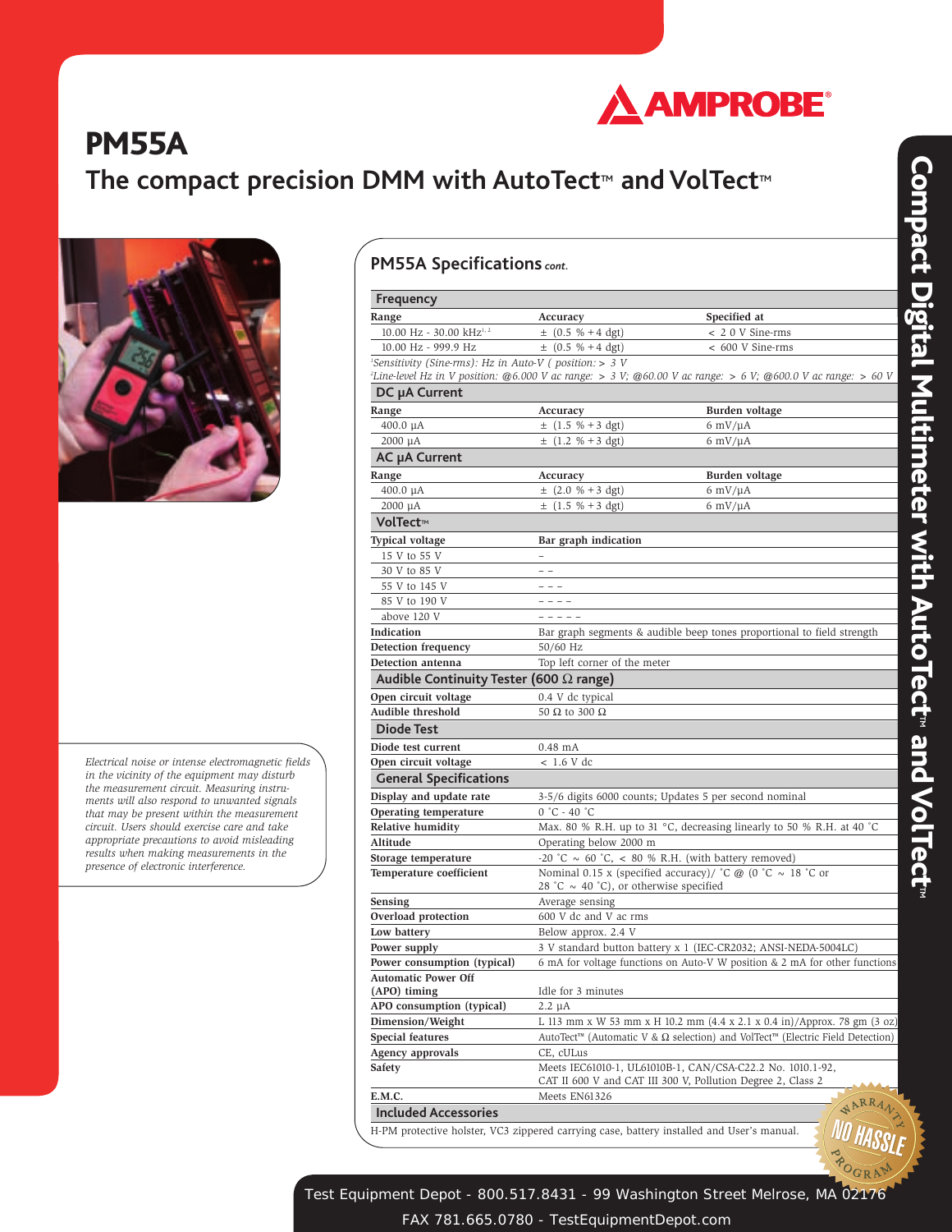# PM55A

## The compact precision DMM with AutoTect™ and VolTect™

*Electrical noise or intense electromagnetic fields in the vicinity of the equipment may disturb the measurement circuit. Measuring instruments will also respond to unwanted signals that may be present within the measurement circuit. Users should exercise care and take appropriate precautions to avoid misleading results when making measurements in the presence of electronic interference.*

## PM55A Specifications *cont.*

### Frequency

| Range | Accuracy | Specified at |
|---|---|---|
| 10.00 Hz - 30.00 kHz[1, 2] | ± (0.5 % + 4 dgt) | < 2 0 V Sine-rms |
| 10.00 Hz - 999.9 Hz | ± (0.5 % + 4 dgt) | < 600 V Sine-rms |

*[1]Sensitivity (Sine-rms): Hz in Auto-V ( position: > 3 V*
*[2]Line-level Hz in V position: @6.000 V ac range: > 3 V; @60.00 V ac range: > 6 V; @600.0 V ac range: > 60 V*

### DC µA Current

| Range | Accuracy | Burden voltage |
|---|---|---|
| 400.0 µA | ± (1.5 % + 3 dgt) | 6 mV/µA |
| 2000 µA | ± (1.2 % + 3 dgt) | 6 mV/µA |

### AC µA Current

| Range | Accuracy | Burden voltage |
|---|---|---|
| 400.0 µA | ± (2.0 % + 3 dgt) | 6 mV/µA |
| 2000 µA | ± (1.5 % + 3 dgt) | 6 mV/µA |

### VolTect™

| Typical voltage | Bar graph indication |
|---|---|
| 15 V to 55 V | – |
| 30 V to 85 V | – – |
| 55 V to 145 V | – – – |
| 85 V to 190 V | – – – – |
| above 120 V | – – – – – |
| **Indication** | Bar graph segments & audible beep tones proportional to field strength |
| **Detection frequency** | 50/60 Hz |
| **Detection antenna** | Top left corner of the meter |

### Audible Continuity Tester (600 Ω range)

| | |
|---|---|
| **Open circuit voltage** | 0.4 V dc typical |
| **Audible threshold** | 50 Ω to 300 Ω |

### Diode Test

| | |
|---|---|
| **Diode test current** | 0.48 mA |
| **Open circuit voltage** | < 1.6 V dc |

### General Specifications

| | |
|---|---|
| **Display and update rate** | 3-5/6 digits 6000 counts; Updates 5 per second nominal |
| **Operating temperature** | 0 ˚C - 40 ˚C |
| **Relative humidity** | Max. 80 % R.H. up to 31 °C, decreasing linearly to 50 % R.H. at 40 ˚C |
| **Altitude** | Operating below 2000 m |
| **Storage temperature** | -20 ˚C ~ 60 ˚C, < 80 % R.H. (with battery removed) |
| **Temperature coefficient** | Nominal 0.15 x (specified accuracy)/ ˚C @ (0 ˚C ~ 18 ˚C or 28 ˚C ~ 40 ˚C), or otherwise specified |
| **Sensing** | Average sensing |
| **Overload protection** | 600 V dc and V ac rms |
| **Low battery** | Below approx. 2.4 V |
| **Power supply** | 3 V standard button battery x 1 (IEC-CR2032; ANSI-NEDA-5004LC) |
| **Power consumption (typical)** | 6 mA for voltage functions on Auto-V W position & 2 mA for other functions |
| **Automatic Power Off (APO) timing** | Idle for 3 minutes |
| **APO consumption (typical)** | 2.2 µA |
| **Dimension/Weight** | L 113 mm x W 53 mm x H 10.2 mm (4.4 x 2.1 x 0.4 in)/Approx. 78 gm (3 oz) |
| **Special features** | AutoTect™ (Automatic V & Ω selection) and VolTect™ (Electric Field Detection) |
| **Agency approvals** | CE, cULus |
| **Safety** | Meets IEC61010-1, UL61010B-1, CAN/CSA-C22.2 No. 1010.1-92, CAT II 600 V and CAT III 300 V, Pollution Degree 2, Class 2 |
| **E.M.C.** | Meets EN61326 |

### Included Accessories

H-PM protective holster, VC3 zippered carrying case, battery installed and User's manual.

Test Equipment Depot - 800.517.8431 - 99 Washington Street Melrose, MA 02176
FAX 781.665.0780 - TestEquipmentDepot.com